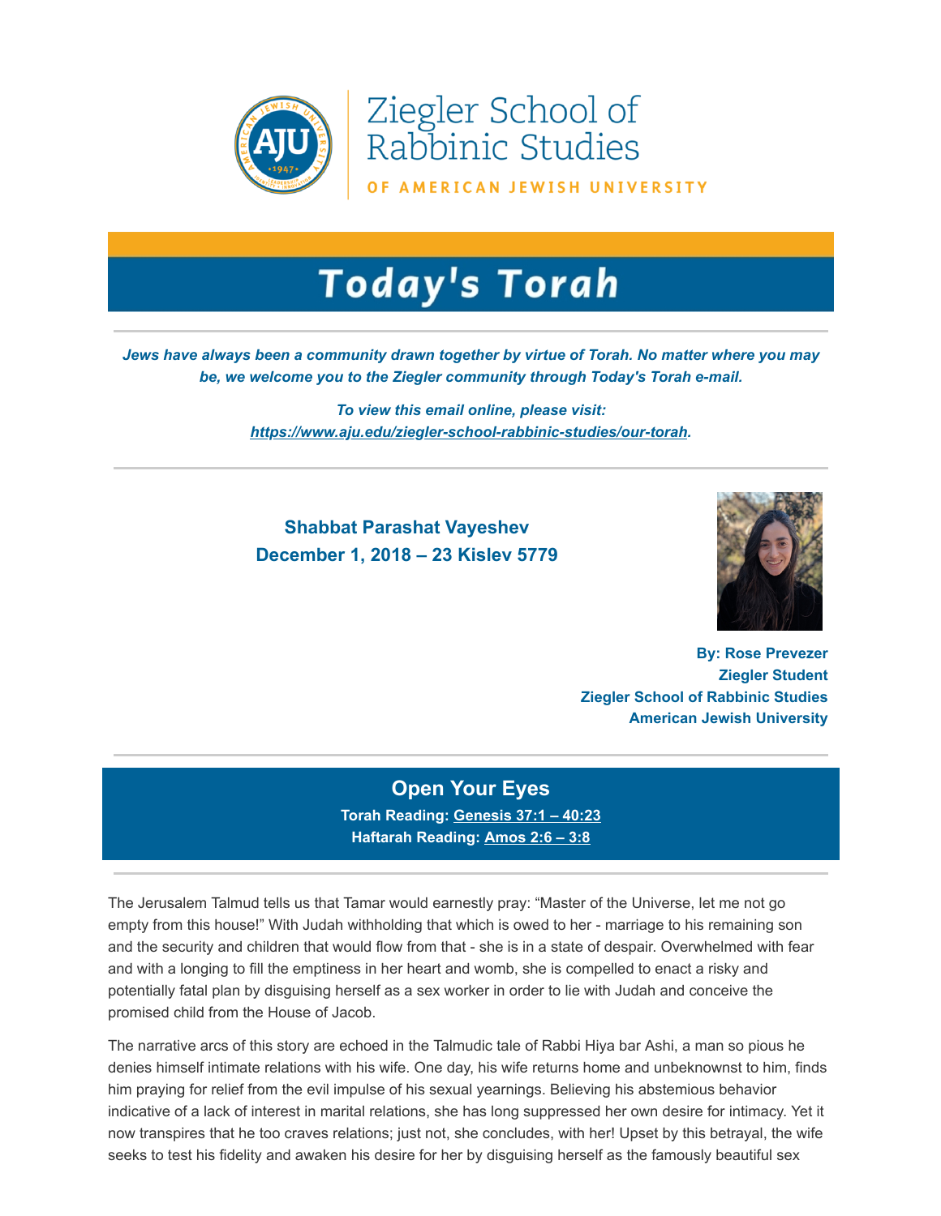Ziegler School of Rabbinic Studies

OF AMERICAN JEWISH UNIVERSITY

# Today's Torah

***Jews have always been a community drawn together by virtue of Torah. No matter where you may be, we welcome you to the Ziegler community through Today's Torah e-mail.***

***To view this email online, please visit: [https://www.aju.edu/ziegler-school-rabbinic-studies/our-torah](https://www.aju.edu/ziegler-school-rabbinic-studies/our-torah).***

**Shabbat Parashat Vayeshev**
**December 1, 2018 – 23 Kislev 5779**

**By: Rose Prevezer**
**Ziegler Student**
**Ziegler School of Rabbinic Studies**
**American Jewish University**

## Open Your Eyes

**Torah Reading: Genesis 37:1 – 40:23**
**Haftarah Reading: Amos 2:6 – 3:8**

The Jerusalem Talmud tells us that Tamar would earnestly pray: “Master of the Universe, let me not go empty from this house!” With Judah withholding that which is owed to her - marriage to his remaining son and the security and children that would flow from that - she is in a state of despair. Overwhelmed with fear and with a longing to fill the emptiness in her heart and womb, she is compelled to enact a risky and potentially fatal plan by disguising herself as a sex worker in order to lie with Judah and conceive the promised child from the House of Jacob.

The narrative arcs of this story are echoed in the Talmudic tale of Rabbi Hiya bar Ashi, a man so pious he denies himself intimate relations with his wife. One day, his wife returns home and unbeknownst to him, finds him praying for relief from the evil impulse of his sexual yearnings. Believing his abstemious behavior indicative of a lack of interest in marital relations, she has long suppressed her own desire for intimacy. Yet it now transpires that he too craves relations; just not, she concludes, with her! Upset by this betrayal, the wife seeks to test his fidelity and awaken his desire for her by disguising herself as the famously beautiful sex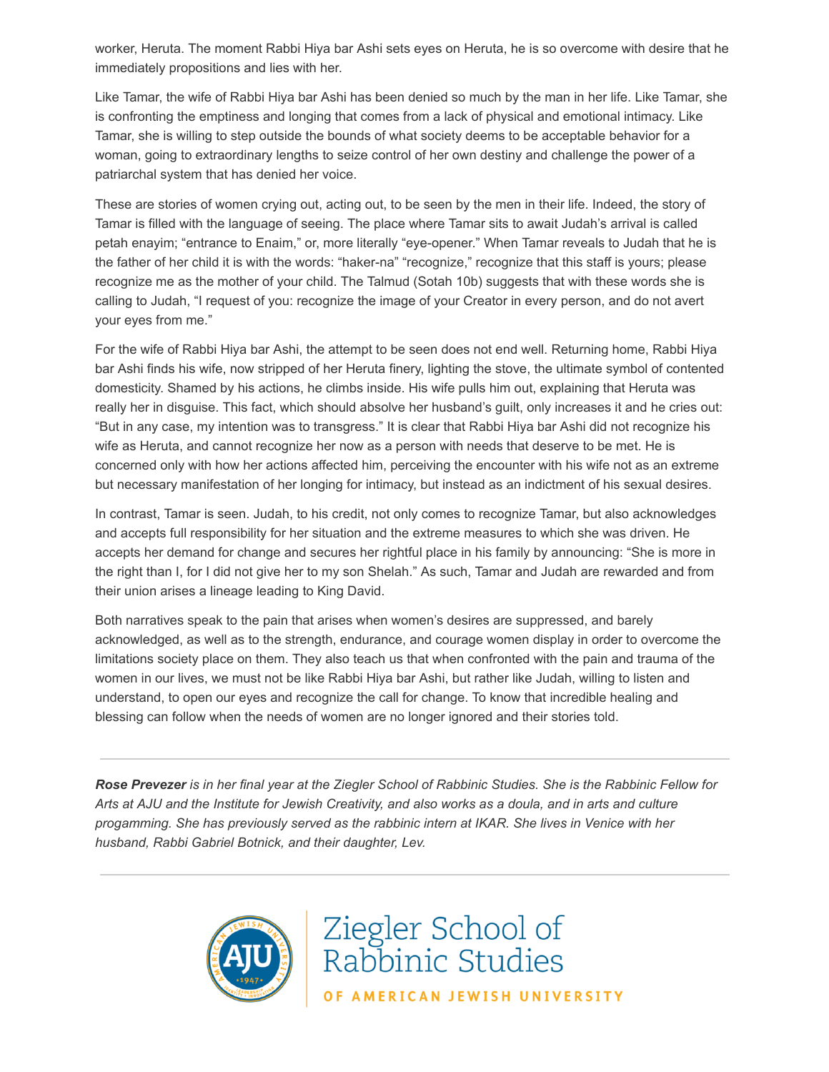worker, Heruta. The moment Rabbi Hiya bar Ashi sets eyes on Heruta, he is so overcome with desire that he immediately propositions and lies with her.

Like Tamar, the wife of Rabbi Hiya bar Ashi has been denied so much by the man in her life. Like Tamar, she is confronting the emptiness and longing that comes from a lack of physical and emotional intimacy. Like Tamar, she is willing to step outside the bounds of what society deems to be acceptable behavior for a woman, going to extraordinary lengths to seize control of her own destiny and challenge the power of a patriarchal system that has denied her voice.

These are stories of women crying out, acting out, to be seen by the men in their life. Indeed, the story of Tamar is filled with the language of seeing. The place where Tamar sits to await Judah's arrival is called petah enayim; "entrance to Enaim," or, more literally "eye-opener." When Tamar reveals to Judah that he is the father of her child it is with the words: "haker-na" "recognize," recognize that this staff is yours; please recognize me as the mother of your child. The Talmud (Sotah 10b) suggests that with these words she is calling to Judah, "I request of you: recognize the image of your Creator in every person, and do not avert your eyes from me."

For the wife of Rabbi Hiya bar Ashi, the attempt to be seen does not end well. Returning home, Rabbi Hiya bar Ashi finds his wife, now stripped of her Heruta finery, lighting the stove, the ultimate symbol of contented domesticity. Shamed by his actions, he climbs inside. His wife pulls him out, explaining that Heruta was really her in disguise. This fact, which should absolve her husband's guilt, only increases it and he cries out: "But in any case, my intention was to transgress." It is clear that Rabbi Hiya bar Ashi did not recognize his wife as Heruta, and cannot recognize her now as a person with needs that deserve to be met. He is concerned only with how her actions affected him, perceiving the encounter with his wife not as an extreme but necessary manifestation of her longing for intimacy, but instead as an indictment of his sexual desires.

In contrast, Tamar is seen. Judah, to his credit, not only comes to recognize Tamar, but also acknowledges and accepts full responsibility for her situation and the extreme measures to which she was driven. He accepts her demand for change and secures her rightful place in his family by announcing: "She is more in the right than I, for I did not give her to my son Shelah." As such, Tamar and Judah are rewarded and from their union arises a lineage leading to King David.

Both narratives speak to the pain that arises when women's desires are suppressed, and barely acknowledged, as well as to the strength, endurance, and courage women display in order to overcome the limitations society place on them. They also teach us that when confronted with the pain and trauma of the women in our lives, we must not be like Rabbi Hiya bar Ashi, but rather like Judah, willing to listen and understand, to open our eyes and recognize the call for change. To know that incredible healing and blessing can follow when the needs of women are no longer ignored and their stories told.

---

***Rose Prevezer*** *is in her final year at the Ziegler School of Rabbinic Studies. She is the Rabbinic Fellow for Arts at AJU and the Institute for Jewish Creativity, and also works as a doula, and in arts and culture progamming. She has previously served as the rabbinic intern at IKAR. She lives in Venice with her husband, Rabbi Gabriel Botnick, and their daughter, Lev.*

---

Ziegler School of Rabbinic Studies
OF AMERICAN JEWISH UNIVERSITY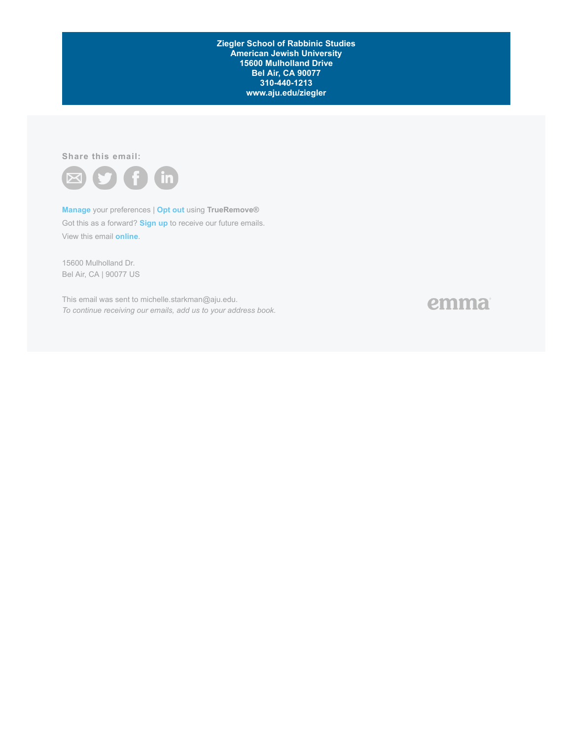**Ziegler School of Rabbinic Studies**
**American Jewish University**
**15600 Mulholland Drive**
**Bel Air, CA 90077**
**310-440-1213**
**www.aju.edu/ziegler**

**Share this email:**

**Manage** your preferences | **Opt out** using **TrueRemove®**
Got this as a forward? **Sign up** to receive our future emails.
View this email **online**.

15600 Mulholland Dr.
Bel Air, CA | 90077 US

This email was sent to michelle.starkman@aju.edu.
*To continue receiving our emails, add us to your address book.*

emma